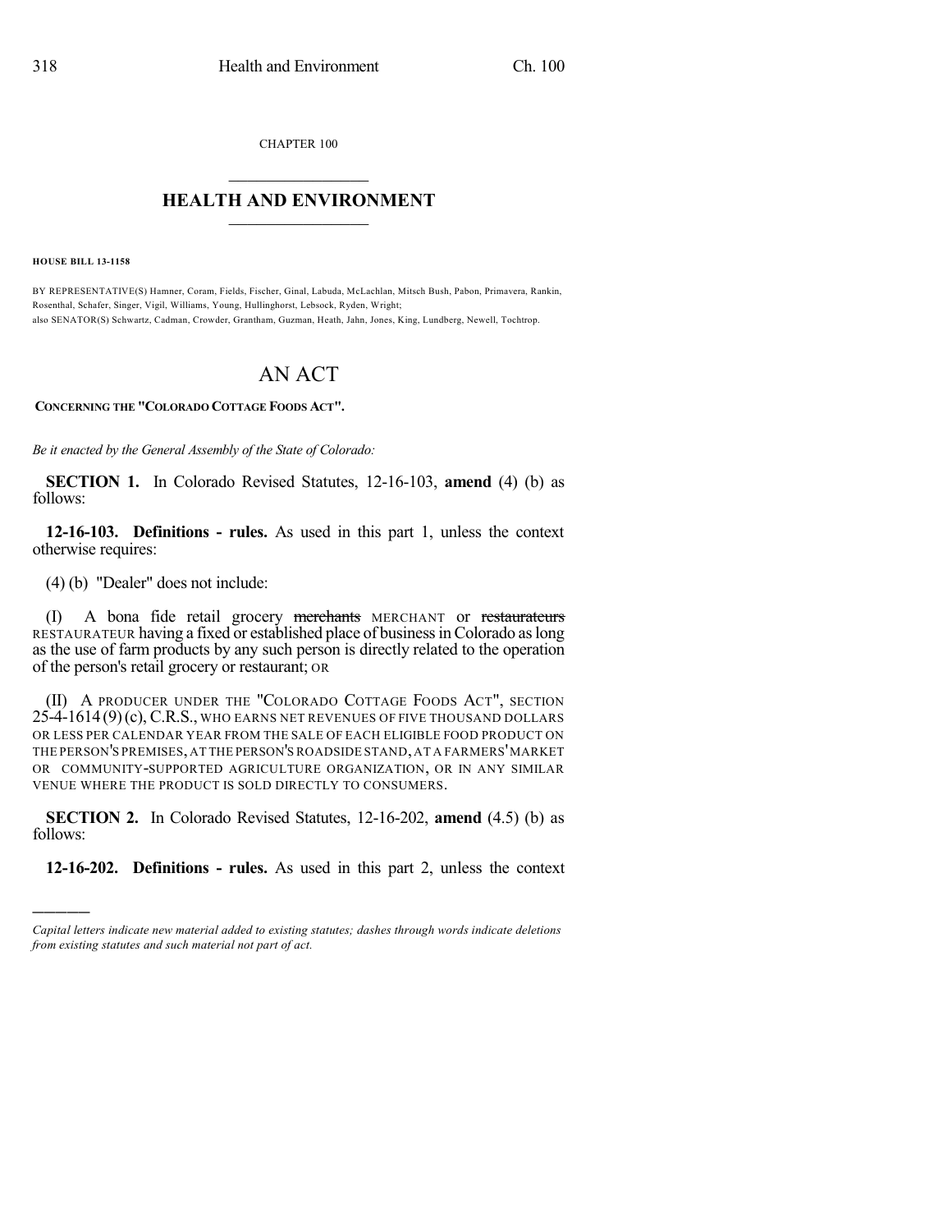CHAPTER 100

# HEALTH AND ENVIRONMENT

**HOUSE BILL 13-1158**

BY REPRESENTATIVE(S) Hamner, Coram, Fields, Fischer, Ginal, Labuda, McLachlan, Mitsch Bush, Pabon, Primavera, Rankin, Rosenthal, Schafer, Singer, Vigil, Williams, Young, Hullinghorst, Lebsock, Ryden, Wright;
also SENATOR(S) Schwartz, Cadman, Crowder, Grantham, Guzman, Heath, Jahn, Jones, King, Lundberg, Newell, Tochtrop.

# AN ACT

**CONCERNING THE "COLORADO COTTAGE FOODS ACT".**

*Be it enacted by the General Assembly of the State of Colorado:*

**SECTION 1.** In Colorado Revised Statutes, 12-16-103, **amend** (4) (b) as follows:

**12-16-103. Definitions - rules.** As used in this part 1, unless the context otherwise requires:

(4) (b) "Dealer" does not include:

(I) A bona fide retail grocery ~~merchants~~ MERCHANT or ~~restaurateurs~~ RESTAURATEUR having a fixed or established place of business in Colorado as long as the use of farm products by any such person is directly related to the operation of the person's retail grocery or restaurant; OR

(II) A PRODUCER UNDER THE "COLORADO COTTAGE FOODS ACT", SECTION 25-4-1614 (9) (c), C.R.S., WHO EARNS NET REVENUES OF FIVE THOUSAND DOLLARS OR LESS PER CALENDAR YEAR FROM THE SALE OF EACH ELIGIBLE FOOD PRODUCT ON THE PERSON'S PREMISES, AT THE PERSON'S ROADSIDE STAND, AT A FARMERS' MARKET OR COMMUNITY-SUPPORTED AGRICULTURE ORGANIZATION, OR IN ANY SIMILAR VENUE WHERE THE PRODUCT IS SOLD DIRECTLY TO CONSUMERS.

**SECTION 2.** In Colorado Revised Statutes, 12-16-202, **amend** (4.5) (b) as follows:

**12-16-202. Definitions - rules.** As used in this part 2, unless the context

---

*Capital letters indicate new material added to existing statutes; dashes through words indicate deletions from existing statutes and such material not part of act.*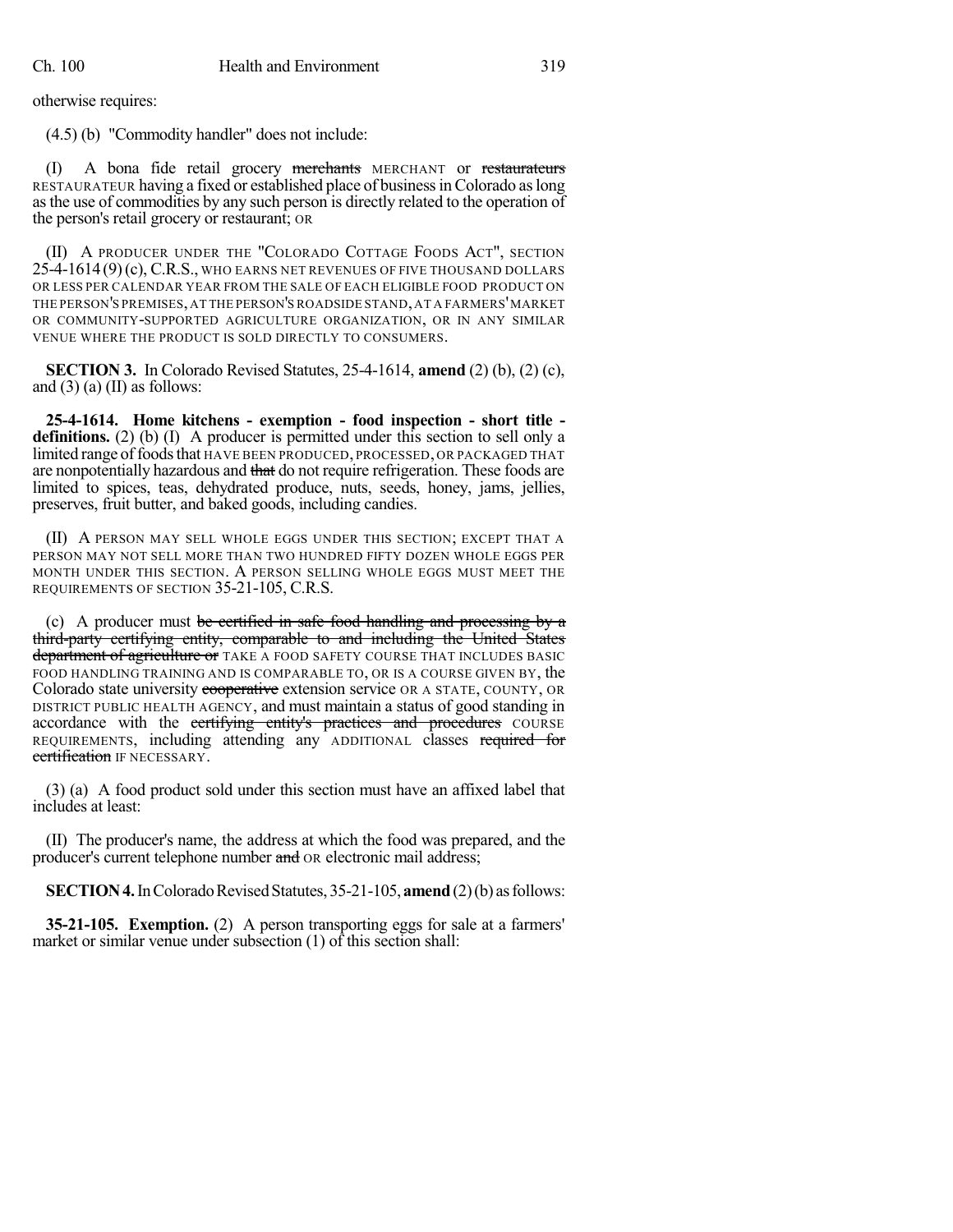otherwise requires:

(4.5) (b) "Commodity handler" does not include:

(I) A bona fide retail grocery ~~merchants~~ MERCHANT or ~~restaurateurs~~ RESTAURATEUR having a fixed or established place of business in Colorado as long as the use of commodities by any such person is directly related to the operation of the person's retail grocery or restaurant; OR

(II) A PRODUCER UNDER THE "COLORADO COTTAGE FOODS ACT", SECTION 25-4-1614 (9) (c), C.R.S., WHO EARNS NET REVENUES OF FIVE THOUSAND DOLLARS OR LESS PER CALENDAR YEAR FROM THE SALE OF EACH ELIGIBLE FOOD PRODUCT ON THE PERSON'S PREMISES, AT THE PERSON'S ROADSIDE STAND, AT A FARMERS' MARKET OR COMMUNITY-SUPPORTED AGRICULTURE ORGANIZATION, OR IN ANY SIMILAR VENUE WHERE THE PRODUCT IS SOLD DIRECTLY TO CONSUMERS.

**SECTION 3.** In Colorado Revised Statutes, 25-4-1614, **amend** (2) (b), (2) (c), and (3) (a) (II) as follows:

**25-4-1614. Home kitchens - exemption - food inspection - short title - definitions.** (2) (b) (I) A producer is permitted under this section to sell only a limited range of foods that HAVE BEEN PRODUCED, PROCESSED, OR PACKAGED THAT are nonpotentially hazardous and ~~that~~ do not require refrigeration. These foods are limited to spices, teas, dehydrated produce, nuts, seeds, honey, jams, jellies, preserves, fruit butter, and baked goods, including candies.

(II) A PERSON MAY SELL WHOLE EGGS UNDER THIS SECTION; EXCEPT THAT A PERSON MAY NOT SELL MORE THAN TWO HUNDRED FIFTY DOZEN WHOLE EGGS PER MONTH UNDER THIS SECTION. A PERSON SELLING WHOLE EGGS MUST MEET THE REQUIREMENTS OF SECTION 35-21-105, C.R.S.

(c) A producer must ~~be certified in safe food handling and processing by a third-party certifying entity, comparable to and including the United States department of agriculture or~~ TAKE A FOOD SAFETY COURSE THAT INCLUDES BASIC FOOD HANDLING TRAINING AND IS COMPARABLE TO, OR IS A COURSE GIVEN BY, the Colorado state university ~~cooperative~~ extension service OR A STATE, COUNTY, OR DISTRICT PUBLIC HEALTH AGENCY, and must maintain a status of good standing in accordance with the ~~certifying entity's practices and procedures~~ COURSE REQUIREMENTS, including attending any ADDITIONAL classes ~~required for certification~~ IF NECESSARY.

(3) (a) A food product sold under this section must have an affixed label that includes at least:

(II) The producer's name, the address at which the food was prepared, and the producer's current telephone number ~~and~~ OR electronic mail address;

**SECTION 4.** In Colorado Revised Statutes, 35-21-105, **amend** (2) (b) as follows:

**35-21-105. Exemption.** (2) A person transporting eggs for sale at a farmers' market or similar venue under subsection (1) of this section shall: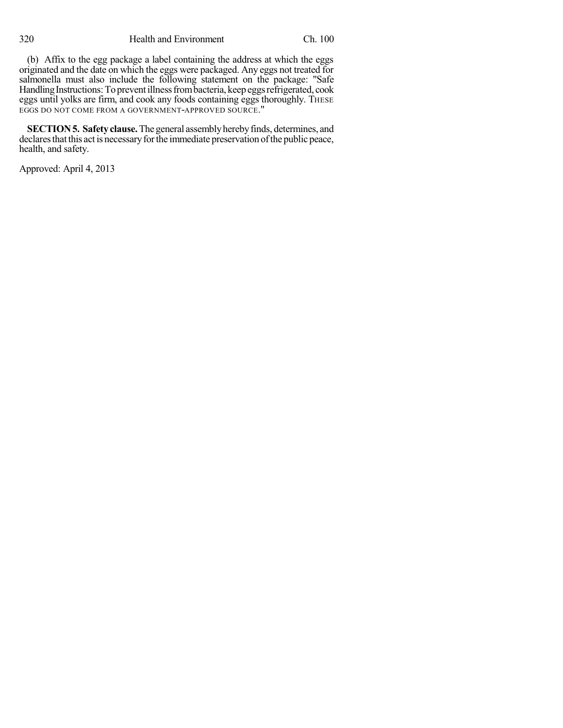(b) Affix to the egg package a label containing the address at which the eggs originated and the date on which the eggs were packaged. Any eggs not treated for salmonella must also include the following statement on the package: "Safe Handling Instructions: To prevent illness from bacteria, keep eggs refrigerated, cook eggs until yolks are firm, and cook any foods containing eggs thoroughly. THESE EGGS DO NOT COME FROM A GOVERNMENT-APPROVED SOURCE."

**SECTION 5. Safety clause.** The general assembly hereby finds, determines, and declares that this act is necessary for the immediate preservation of the public peace, health, and safety.

Approved: April 4, 2013